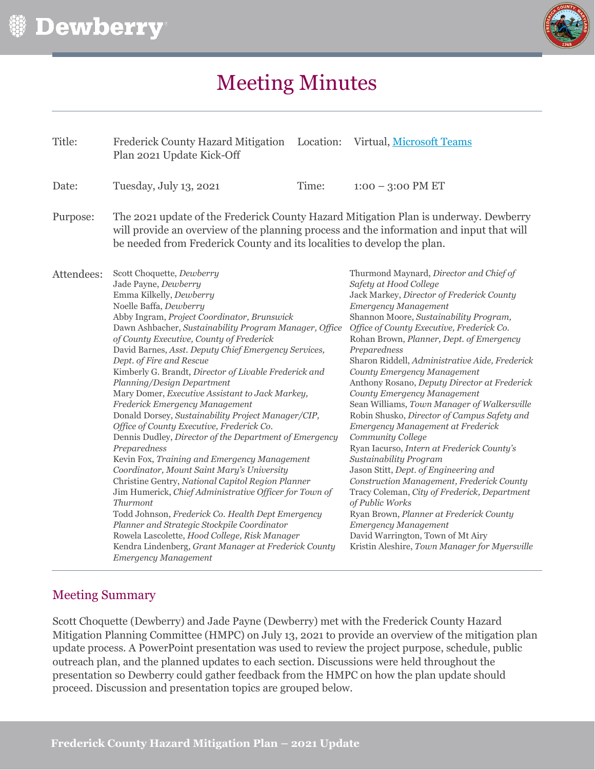# Meeting Minutes

| | | | |
|---|---|---|---|
| Title: | Frederick County Hazard Mitigation Plan 2021 Update Kick-Off | Location: | Virtual, Microsoft Teams |
| Date: | Tuesday, July 13, 2021 | Time: | 1:00 – 3:00 PM ET |

Purpose: The 2021 update of the Frederick County Hazard Mitigation Plan is underway. Dewberry will provide an overview of the planning process and the information and input that will be needed from Frederick County and its localities to develop the plan.

Attendees:

- Scott Choquette, *Dewberry*
- Jade Payne, *Dewberry*
- Emma Kilkelly, *Dewberry*
- Noelle Baffa, *Dewberry*
- Abby Ingram, *Project Coordinator, Brunswick*
- Dawn Ashbacher, *Sustainability Program Manager, Office of County Executive, County of Frederick*
- David Barnes, *Asst. Deputy Chief Emergency Services, Dept. of Fire and Rescue*
- Kimberly G. Brandt, *Director of Livable Frederick and Planning/Design Department*
- Mary Domer, *Executive Assistant to Jack Markey, Frederick Emergency Management*
- Donald Dorsey, *Sustainability Project Manager/CIP, Office of County Executive, Frederick Co.*
- Dennis Dudley, *Director of the Department of Emergency Preparedness*
- Kevin Fox, *Training and Emergency Management Coordinator, Mount Saint Mary's University*
- Christine Gentry, *National Capitol Region Planner*
- Jim Humerick, *Chief Administrative Officer for Town of Thurmont*
- Todd Johnson, *Frederick Co. Health Dept Emergency Planner and Strategic Stockpile Coordinator*
- Rowela Lascolette, *Hood College, Risk Manager*
- Kendra Lindenberg, *Grant Manager at Frederick County Emergency Management*
- Thurmond Maynard, *Director and Chief of Safety at Hood College*
- Jack Markey, *Director of Frederick County Emergency Management*
- Shannon Moore, *Sustainability Program, Office of County Executive, Frederick Co.*
- Rohan Brown, *Planner, Dept. of Emergency Preparedness*
- Sharon Riddell, *Administrative Aide, Frederick County Emergency Management*
- Anthony Rosano, *Deputy Director at Frederick County Emergency Management*
- Sean Williams, *Town Manager of Walkersville*
- Robin Shusko, *Director of Campus Safety and Emergency Management at Frederick Community College*
- Ryan Iacurso, *Intern at Frederick County's Sustainability Program*
- Jason Stitt, *Dept. of Engineering and Construction Management, Frederick County*
- Tracy Coleman, *City of Frederick, Department of Public Works*
- Ryan Brown, *Planner at Frederick County Emergency Management*
- David Warrington, Town of Mt Airy
- Kristin Aleshire, *Town Manager for Myersville*

## Meeting Summary

Scott Choquette (Dewberry) and Jade Payne (Dewberry) met with the Frederick County Hazard Mitigation Planning Committee (HMPC) on July 13, 2021 to provide an overview of the mitigation plan update process. A PowerPoint presentation was used to review the project purpose, schedule, public outreach plan, and the planned updates to each section. Discussions were held throughout the presentation so Dewberry could gather feedback from the HMPC on how the plan update should proceed. Discussion and presentation topics are grouped below.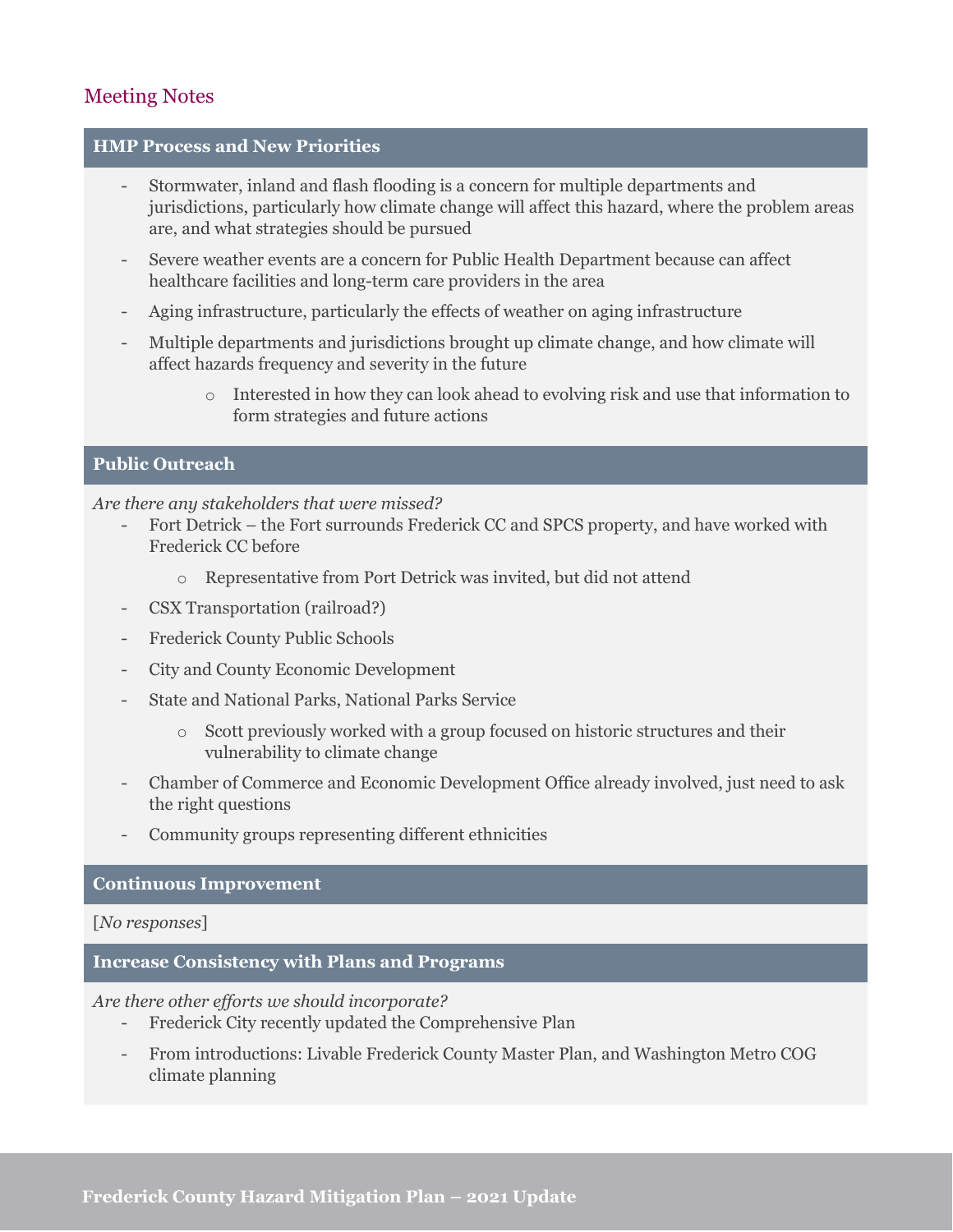## Meeting Notes

### HMP Process and New Priorities

- Stormwater, inland and flash flooding is a concern for multiple departments and jurisdictions, particularly how climate change will affect this hazard, where the problem areas are, and what strategies should be pursued
- Severe weather events are a concern for Public Health Department because can affect healthcare facilities and long-term care providers in the area
- Aging infrastructure, particularly the effects of weather on aging infrastructure
- Multiple departments and jurisdictions brought up climate change, and how climate will affect hazards frequency and severity in the future
    - Interested in how they can look ahead to evolving risk and use that information to form strategies and future actions

### Public Outreach

*Are there any stakeholders that were missed?*

- Fort Detrick – the Fort surrounds Frederick CC and SPCS property, and have worked with Frederick CC before
    - Representative from Port Detrick was invited, but did not attend
- CSX Transportation (railroad?)
- Frederick County Public Schools
- City and County Economic Development
- State and National Parks, National Parks Service
    - Scott previously worked with a group focused on historic structures and their vulnerability to climate change
- Chamber of Commerce and Economic Development Office already involved, just need to ask the right questions
- Community groups representing different ethnicities

### Continuous Improvement

[*No responses*]

### Increase Consistency with Plans and Programs

*Are there other efforts we should incorporate?*

- Frederick City recently updated the Comprehensive Plan
- From introductions: Livable Frederick County Master Plan, and Washington Metro COG climate planning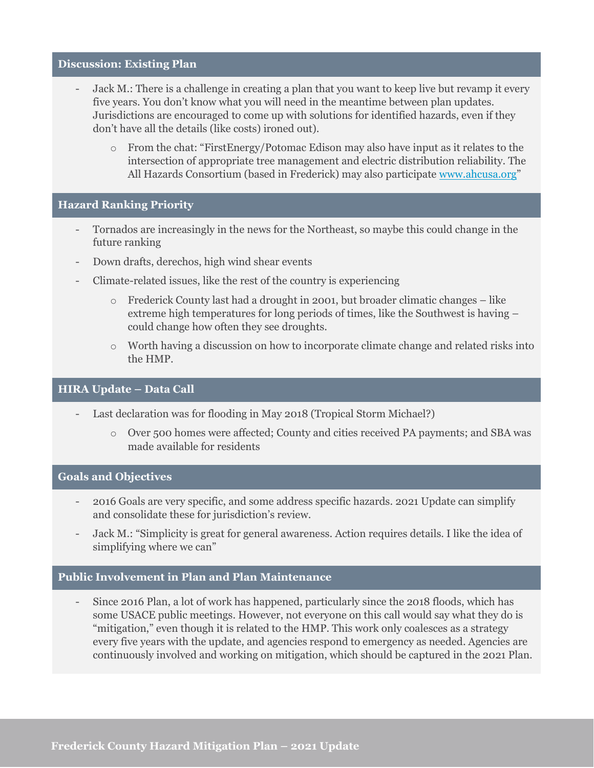## Discussion: Existing Plan

- Jack M.: There is a challenge in creating a plan that you want to keep live but revamp it every five years. You don't know what you will need in the meantime between plan updates. Jurisdictions are encouraged to come up with solutions for identified hazards, even if they don't have all the details (like costs) ironed out).
  - From the chat: "FirstEnergy/Potomac Edison may also have input as it relates to the intersection of appropriate tree management and electric distribution reliability. The All Hazards Consortium (based in Frederick) may also participate [www.ahcusa.org](www.ahcusa.org)"

## Hazard Ranking Priority

- Tornados are increasingly in the news for the Northeast, so maybe this could change in the future ranking
- Down drafts, derechos, high wind shear events
- Climate-related issues, like the rest of the country is experiencing
  - Frederick County last had a drought in 2001, but broader climatic changes – like extreme high temperatures for long periods of times, like the Southwest is having – could change how often they see droughts.
  - Worth having a discussion on how to incorporate climate change and related risks into the HMP.

## HIRA Update – Data Call

- Last declaration was for flooding in May 2018 (Tropical Storm Michael?)
  - Over 500 homes were affected; County and cities received PA payments; and SBA was made available for residents

## Goals and Objectives

- 2016 Goals are very specific, and some address specific hazards. 2021 Update can simplify and consolidate these for jurisdiction's review.
- Jack M.: "Simplicity is great for general awareness. Action requires details. I like the idea of simplifying where we can"

## Public Involvement in Plan and Plan Maintenance

- Since 2016 Plan, a lot of work has happened, particularly since the 2018 floods, which has some USACE public meetings. However, not everyone on this call would say what they do is "mitigation," even though it is related to the HMP. This work only coalesces as a strategy every five years with the update, and agencies respond to emergency as needed. Agencies are continuously involved and working on mitigation, which should be captured in the 2021 Plan.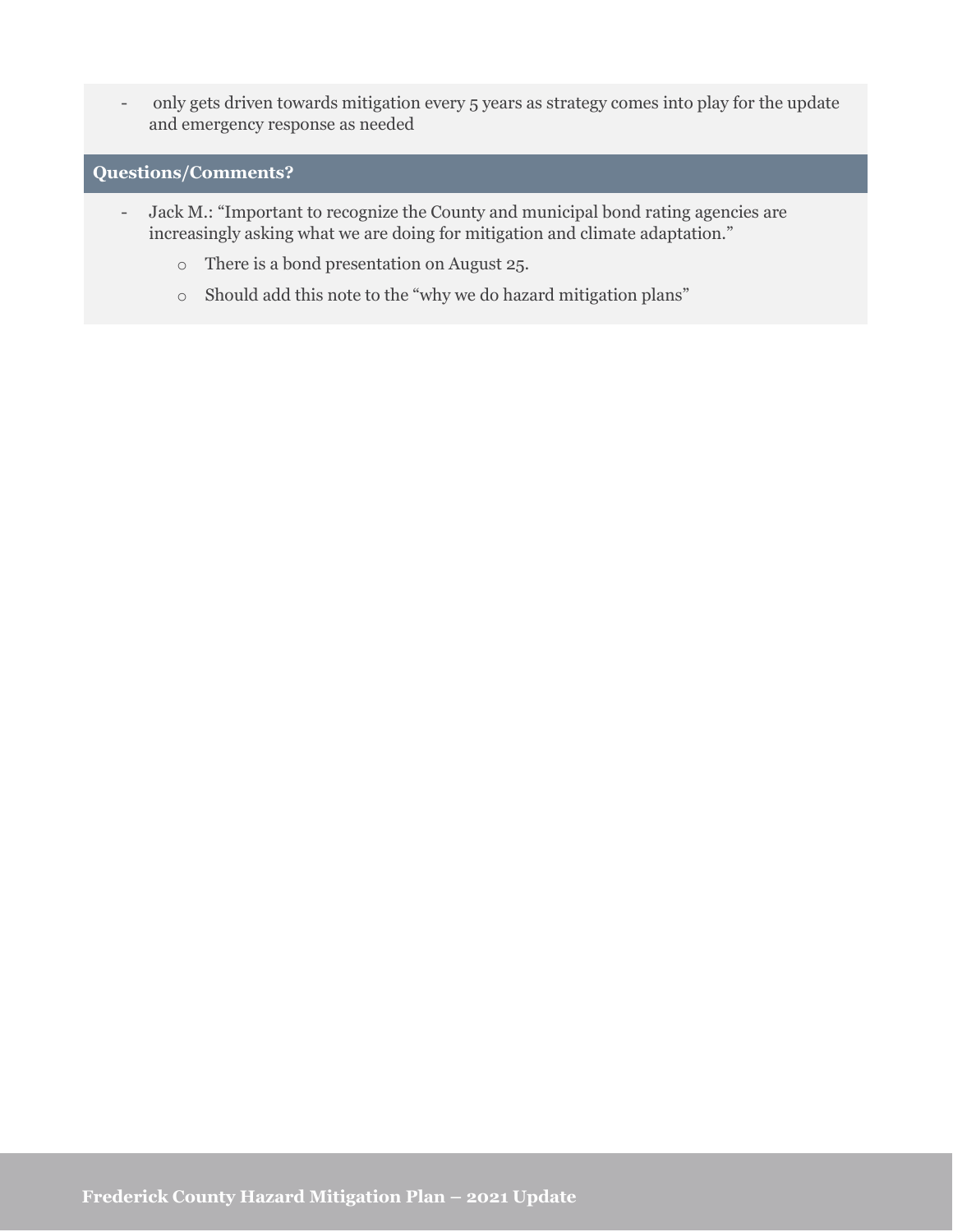- only gets driven towards mitigation every 5 years as strategy comes into play for the update and emergency response as needed

## Questions/Comments?

- Jack M.: "Important to recognize the County and municipal bond rating agencies are increasingly asking what we are doing for mitigation and climate adaptation."
  - There is a bond presentation on August 25.
  - Should add this note to the "why we do hazard mitigation plans"